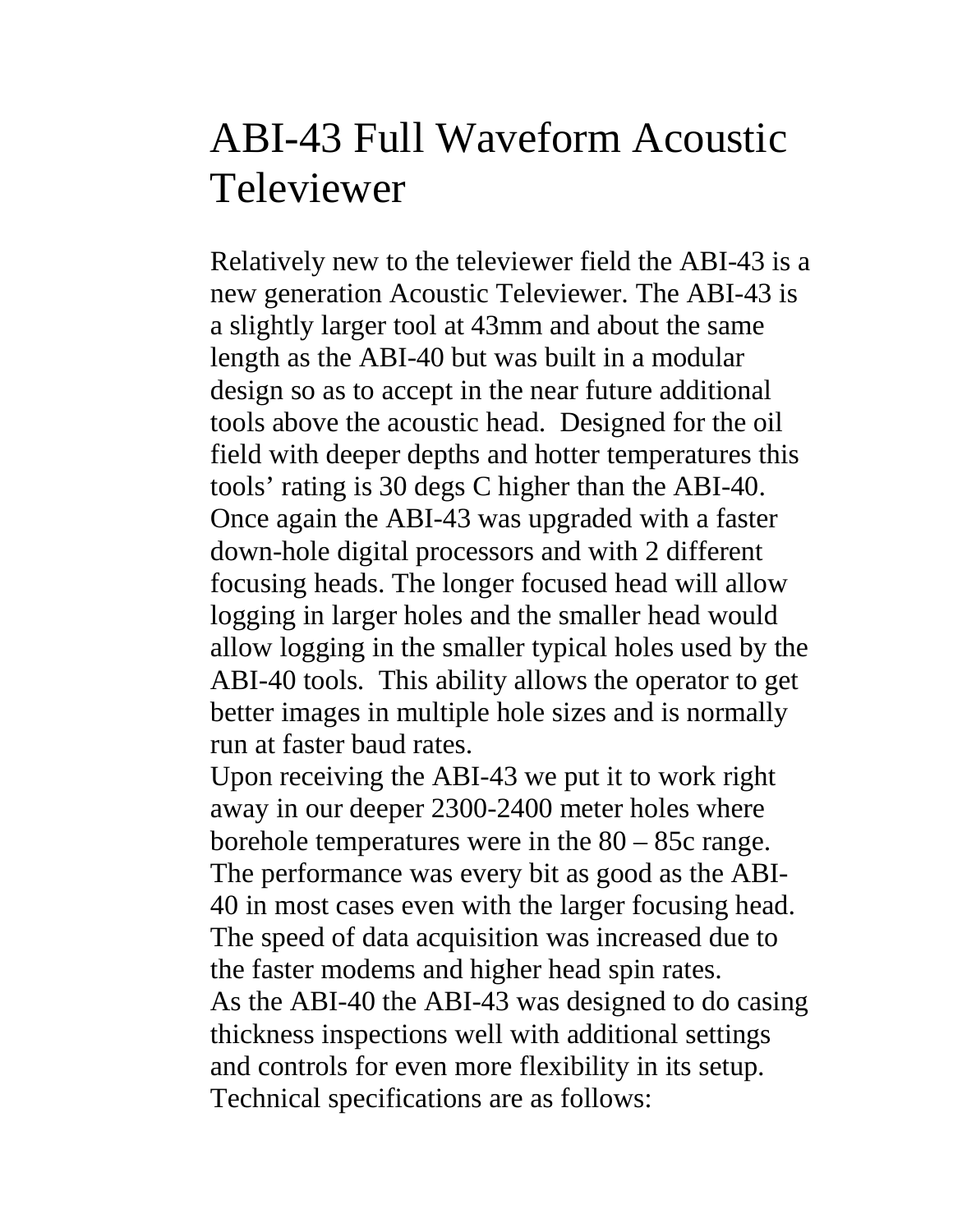# ABI-43 Full Waveform Acoustic Televiewer

Relatively new to the televiewer field the ABI-43 is a new generation Acoustic Televiewer. The ABI-43 is a slightly larger tool at 43mm and about the same length as the ABI-40 but was built in a modular design so as to accept in the near future additional tools above the acoustic head. Designed for the oil field with deeper depths and hotter temperatures this tools' rating is 30 degs C higher than the ABI-40. Once again the ABI-43 was upgraded with a faster down-hole digital processors and with 2 different focusing heads. The longer focused head will allow logging in larger holes and the smaller head would allow logging in the smaller typical holes used by the ABI-40 tools. This ability allows the operator to get better images in multiple hole sizes and is normally run at faster baud rates.

Upon receiving the ABI-43 we put it to work right away in our deeper 2300-2400 meter holes where borehole temperatures were in the 80 – 85c range. The performance was every bit as good as the ABI-40 in most cases even with the larger focusing head. The speed of data acquisition was increased due to the faster modems and higher head spin rates.

As the ABI-40 the ABI-43 was designed to do casing thickness inspections well with additional settings and controls for even more flexibility in its setup.

Technical specifications are as follows: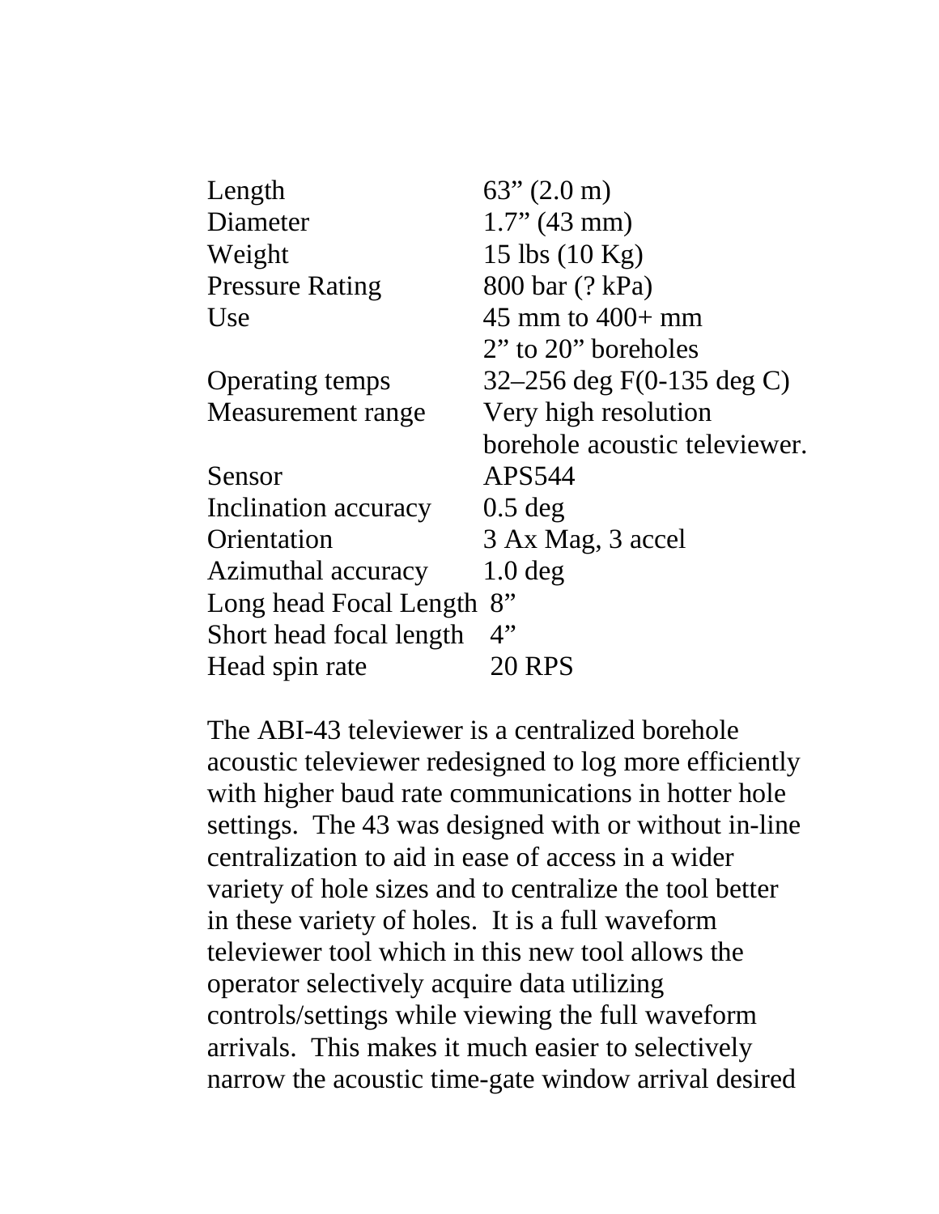| | |
|---|---|
| Length | 63” (2.0 m) |
| Diameter | 1.7” (43 mm) |
| Weight | 15 lbs (10 Kg) |
| Pressure Rating | 800 bar (? kPa) |
| Use | 45 mm to 400+ mm<br>2” to 20” boreholes |
| Operating temps | 32–256 deg F(0-135 deg C) |
| Measurement range | Very high resolution<br>borehole acoustic televiewer. |
| Sensor | APS544 |
| Inclination accuracy | 0.5 deg |
| Orientation | 3 Ax Mag, 3 accel |
| Azimuthal accuracy | 1.0 deg |
| Long head Focal Length | 8” |
| Short head focal length | 4” |
| Head spin rate | 20 RPS |

The ABI-43 televiewer is a centralized borehole acoustic televiewer redesigned to log more efficiently with higher baud rate communications in hotter hole settings. The 43 was designed with or without in-line centralization to aid in ease of access in a wider variety of hole sizes and to centralize the tool better in these variety of holes. It is a full waveform televiewer tool which in this new tool allows the operator selectively acquire data utilizing controls/settings while viewing the full waveform arrivals. This makes it much easier to selectively narrow the acoustic time-gate window arrival desired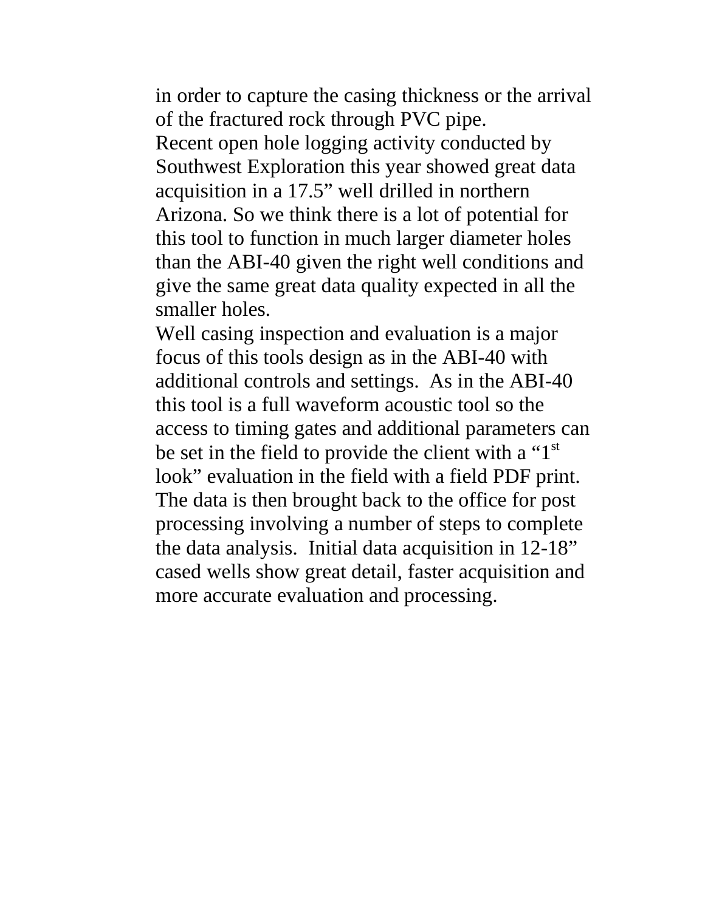in order to capture the casing thickness or the arrival of the fractured rock through PVC pipe.

Recent open hole logging activity conducted by Southwest Exploration this year showed great data acquisition in a 17.5" well drilled in northern Arizona. So we think there is a lot of potential for this tool to function in much larger diameter holes than the ABI-40 given the right well conditions and give the same great data quality expected in all the smaller holes.

Well casing inspection and evaluation is a major focus of this tools design as in the ABI-40 with additional controls and settings. As in the ABI-40 this tool is a full waveform acoustic tool so the access to timing gates and additional parameters can be set in the field to provide the client with a "1st look" evaluation in the field with a field PDF print. The data is then brought back to the office for post processing involving a number of steps to complete the data analysis. Initial data acquisition in 12-18" cased wells show great detail, faster acquisition and more accurate evaluation and processing.